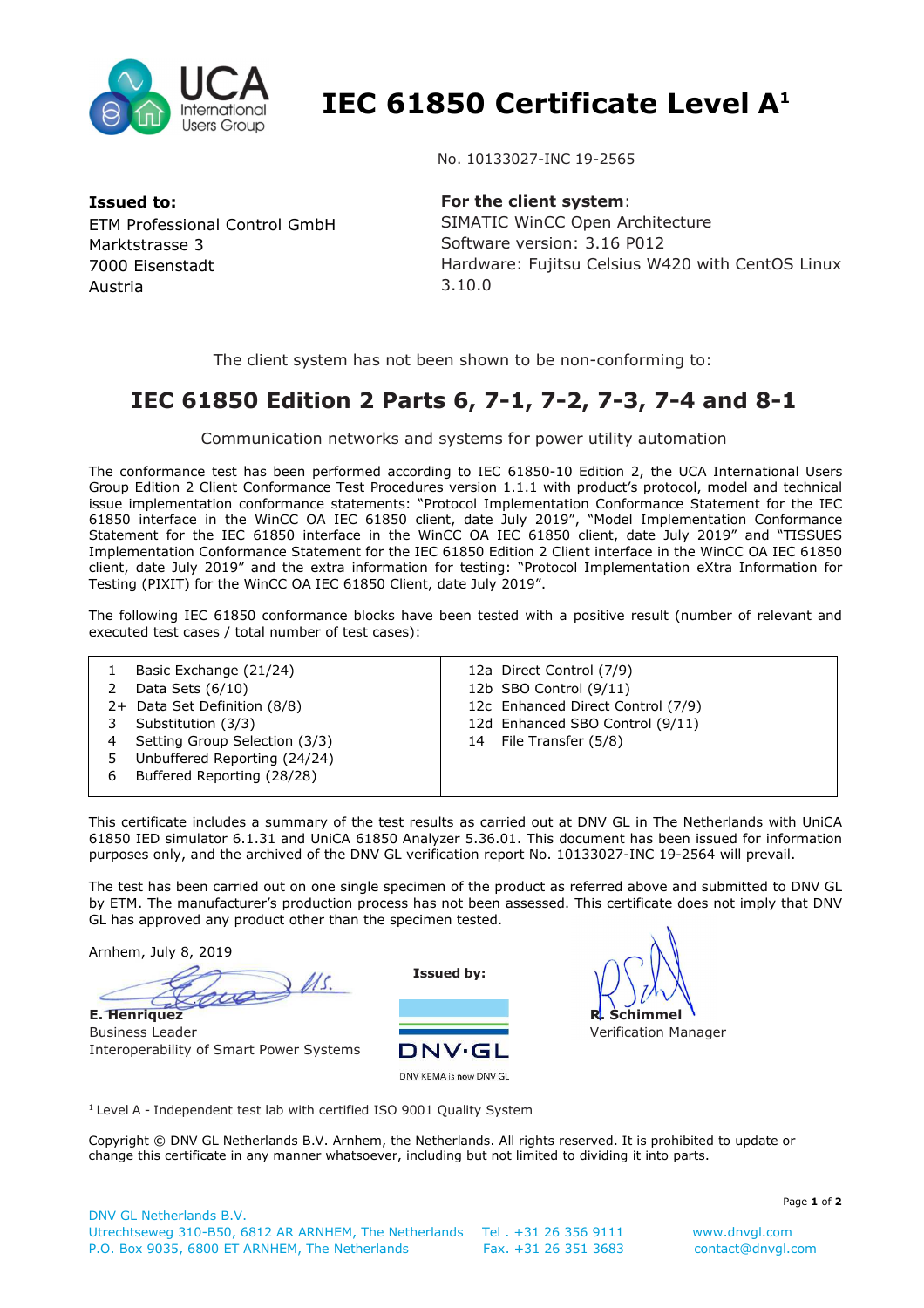# IEC 61850 Certificate Level A[1]

No. 10133027-INC 19-2565

**Issued to:**
ETM Professional Control GmbH
Marktstrasse 3
7000 Eisenstadt
Austria

**For the client system**:
SIMATIC WinCC Open Architecture
Software version: 3.16 P012
Hardware: Fujitsu Celsius W420 with CentOS Linux 3.10.0

The client system has not been shown to be non-conforming to:

## IEC 61850 Edition 2 Parts 6, 7-1, 7-2, 7-3, 7-4 and 8-1

Communication networks and systems for power utility automation

The conformance test has been performed according to IEC 61850-10 Edition 2, the UCA International Users Group Edition 2 Client Conformance Test Procedures version 1.1.1 with product's protocol, model and technical issue implementation conformance statements: "Protocol Implementation Conformance Statement for the IEC 61850 interface in the WinCC OA IEC 61850 client, date July 2019", "Model Implementation Conformance Statement for the IEC 61850 interface in the WinCC OA IEC 61850 client, date July 2019" and "TISSUES Implementation Conformance Statement for the IEC 61850 Edition 2 Client interface in the WinCC OA IEC 61850 client, date July 2019" and the extra information for testing: "Protocol Implementation eXtra Information for Testing (PIXIT) for the WinCC OA IEC 61850 Client, date July 2019".

The following IEC 61850 conformance blocks have been tested with a positive result (number of relevant and executed test cases / total number of test cases):

| | |
|---|---|
| 1 Basic Exchange (21/24) | 12a Direct Control (7/9) |
| 2 Data Sets (6/10) | 12b SBO Control (9/11) |
| 2+ Data Set Definition (8/8) | 12c Enhanced Direct Control (7/9) |
| 3 Substitution (3/3) | 12d Enhanced SBO Control (9/11) |
| 4 Setting Group Selection (3/3) | 14 File Transfer (5/8) |
| 5 Unbuffered Reporting (24/24) | |
| 6 Buffered Reporting (28/28) | |

This certificate includes a summary of the test results as carried out at DNV GL in The Netherlands with UniCA 61850 IED simulator 6.1.31 and UniCA 61850 Analyzer 5.36.01. This document has been issued for information purposes only, and the archived of the DNV GL verification report No. 10133027-INC 19-2564 will prevail.

The test has been carried out on one single specimen of the product as referred above and submitted to DNV GL by ETM. The manufacturer's production process has not been assessed. This certificate does not imply that DNV GL has approved any product other than the specimen tested.

Arnhem, July 8, 2019

**E. Henriquez**
Business Leader
Interoperability of Smart Power Systems

**Issued by:**
DNV·GL
DNV KEMA is now DNV GL

**R. Schimmel**
Verification Manager

[1] Level A - Independent test lab with certified ISO 9001 Quality System

Copyright © DNV GL Netherlands B.V. Arnhem, the Netherlands. All rights reserved. It is prohibited to update or change this certificate in any manner whatsoever, including but not limited to dividing it into parts.

DNV GL Netherlands B.V.
Utrechtseweg 310-B50, 6812 AR ARNHEM, The Netherlands
P.O. Box 9035, 6800 ET ARNHEM, The Netherlands
Tel . +31 26 356 9111
Fax. +31 26 351 3683
www.dnvgl.com
contact@dnvgl.com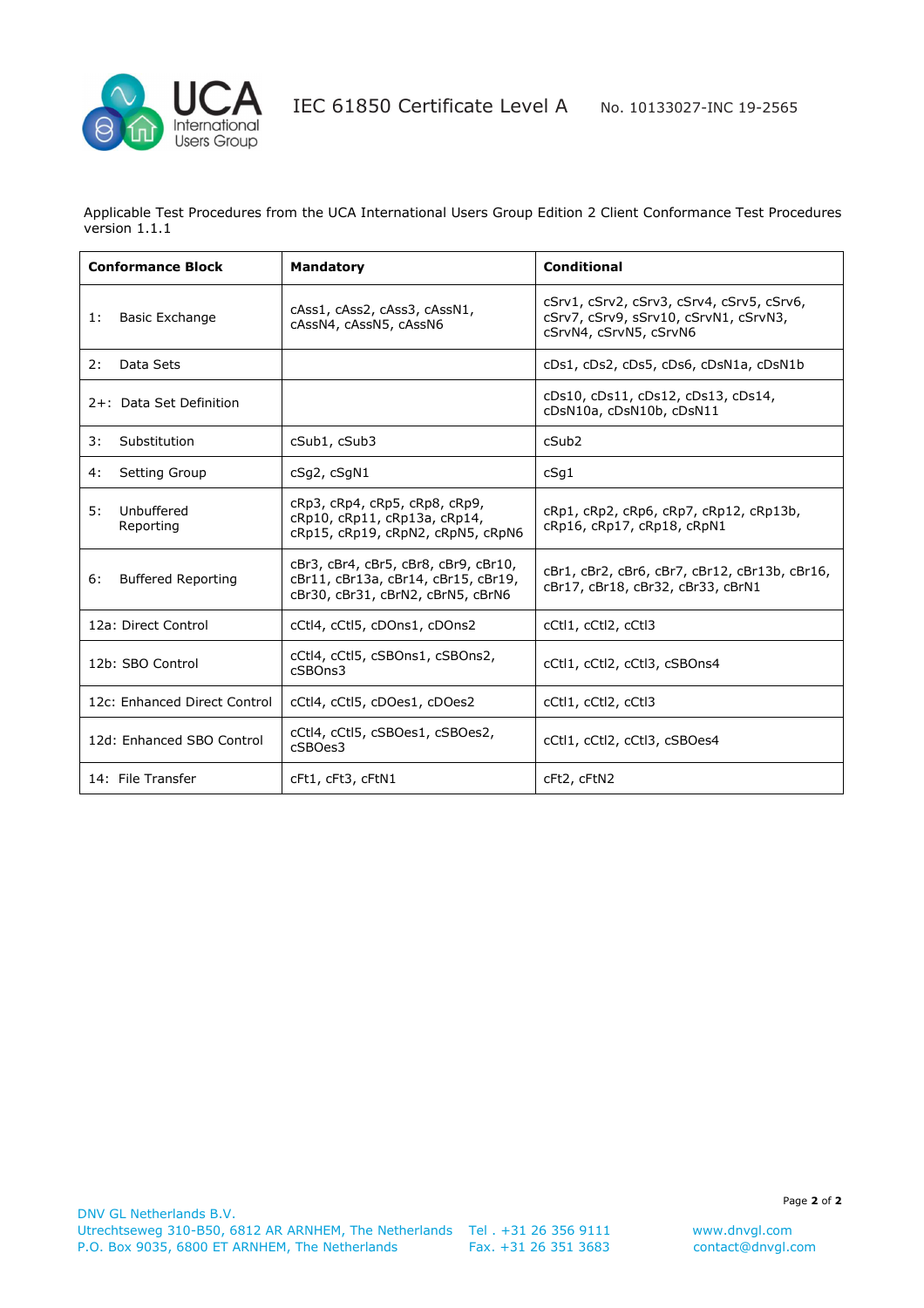IEC 61850 Certificate Level A No. 10133027-INC 19-2565

Applicable Test Procedures from the UCA International Users Group Edition 2 Client Conformance Test Procedures version 1.1.1

| Conformance Block | Mandatory | Conditional |
|---|---|---|
| 1: Basic Exchange | cAss1, cAss2, cAss3, cAssN1, cAssN4, cAssN5, cAssN6 | cSrv1, cSrv2, cSrv3, cSrv4, cSrv5, cSrv6, cSrv7, cSrv9, sSrv10, cSrvN1, cSrvN3, cSrvN4, cSrvN5, cSrvN6 |
| 2: Data Sets | | cDs1, cDs2, cDs5, cDs6, cDsN1a, cDsN1b |
| 2+: Data Set Definition | | cDs10, cDs11, cDs12, cDs13, cDs14, cDsN10a, cDsN10b, cDsN11 |
| 3: Substitution | cSub1, cSub3 | cSub2 |
| 4: Setting Group | cSg2, cSgN1 | cSg1 |
| 5: Unbuffered Reporting | cRp3, cRp4, cRp5, cRp8, cRp9, cRp10, cRp11, cRp13a, cRp14, cRp15, cRp19, cRpN2, cRpN5, cRpN6 | cRp1, cRp2, cRp6, cRp7, cRp12, cRp13b, cRp16, cRp17, cRp18, cRpN1 |
| 6: Buffered Reporting | cBr3, cBr4, cBr5, cBr8, cBr9, cBr10, cBr11, cBr13a, cBr14, cBr15, cBr19, cBr30, cBr31, cBrN2, cBrN5, cBrN6 | cBr1, cBr2, cBr6, cBr7, cBr12, cBr13b, cBr16, cBr17, cBr18, cBr32, cBr33, cBrN1 |
| 12a: Direct Control | cCtl4, cCtl5, cDOns1, cDOns2 | cCtl1, cCtl2, cCtl3 |
| 12b: SBO Control | cCtl4, cCtl5, cSBOns1, cSBOns2, cSBOns3 | cCtl1, cCtl2, cCtl3, cSBOns4 |
| 12c: Enhanced Direct Control | cCtl4, cCtl5, cDOes1, cDOes2 | cCtl1, cCtl2, cCtl3 |
| 12d: Enhanced SBO Control | cCtl4, cCtl5, cSBOes1, cSBOes2, cSBOes3 | cCtl1, cCtl2, cCtl3, cSBOes4 |
| 14: File Transfer | cFt1, cFt3, cFtN1 | cFt2, cFtN2 |

DNV GL Netherlands B.V.
Utrechtseweg 310-B50, 6812 AR ARNHEM, The Netherlands
P.O. Box 9035, 6800 ET ARNHEM, The Netherlands
Tel . +31 26 356 9111
Fax. +31 26 351 3683
www.dnvgl.com
contact@dnvgl.com